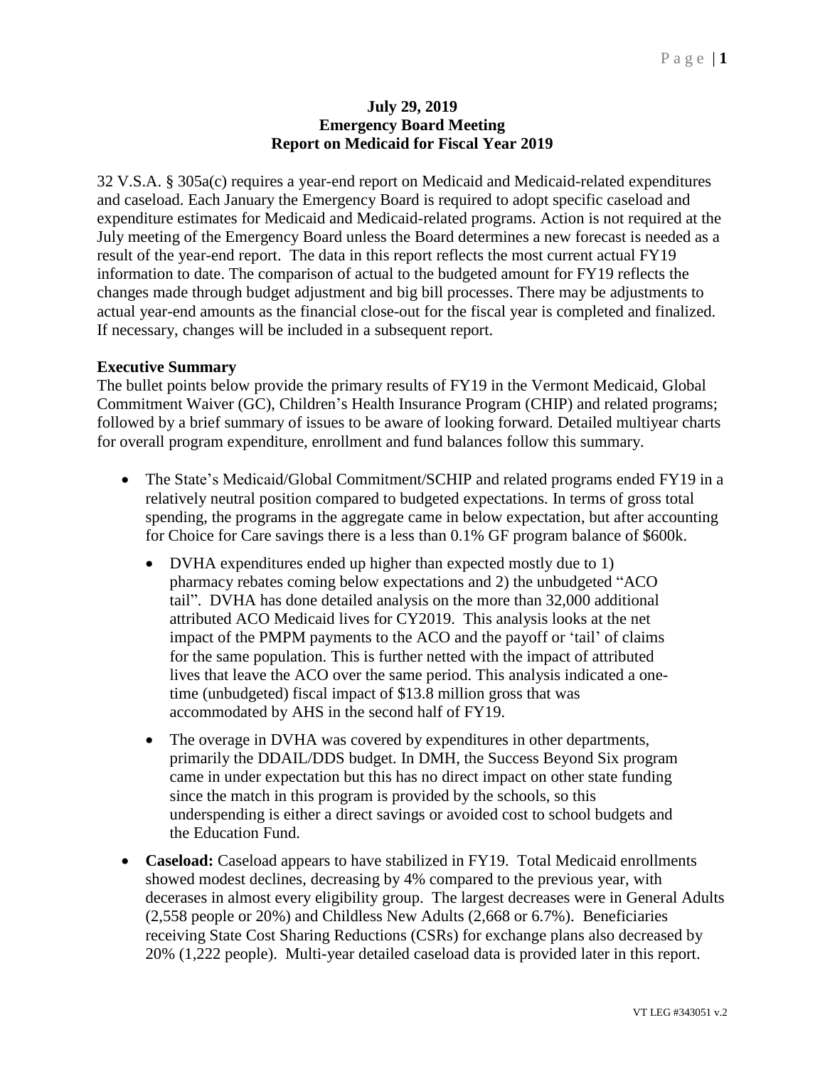**July 29, 2019**
**Emergency Board Meeting**
**Report on Medicaid for Fiscal Year 2019**

32 V.S.A. § 305a(c) requires a year-end report on Medicaid and Medicaid-related expenditures and caseload. Each January the Emergency Board is required to adopt specific caseload and expenditure estimates for Medicaid and Medicaid-related programs. Action is not required at the July meeting of the Emergency Board unless the Board determines a new forecast is needed as a result of the year-end report. The data in this report reflects the most current actual FY19 information to date. The comparison of actual to the budgeted amount for FY19 reflects the changes made through budget adjustment and big bill processes. There may be adjustments to actual year-end amounts as the financial close-out for the fiscal year is completed and finalized. If necessary, changes will be included in a subsequent report.

**Executive Summary**

The bullet points below provide the primary results of FY19 in the Vermont Medicaid, Global Commitment Waiver (GC), Children's Health Insurance Program (CHIP) and related programs; followed by a brief summary of issues to be aware of looking forward. Detailed multiyear charts for overall program expenditure, enrollment and fund balances follow this summary.

- The State's Medicaid/Global Commitment/SCHIP and related programs ended FY19 in a relatively neutral position compared to budgeted expectations. In terms of gross total spending, the programs in the aggregate came in below expectation, but after accounting for Choice for Care savings there is a less than 0.1% GF program balance of $600k.
  - DVHA expenditures ended up higher than expected mostly due to 1) pharmacy rebates coming below expectations and 2) the unbudgeted "ACO tail". DVHA has done detailed analysis on the more than 32,000 additional attributed ACO Medicaid lives for CY2019. This analysis looks at the net impact of the PMPM payments to the ACO and the payoff or 'tail' of claims for the same population. This is further netted with the impact of attributed lives that leave the ACO over the same period. This analysis indicated a one-time (unbudgeted) fiscal impact of $13.8 million gross that was accommodated by AHS in the second half of FY19.
  - The overage in DVHA was covered by expenditures in other departments, primarily the DDAIL/DDS budget. In DMH, the Success Beyond Six program came in under expectation but this has no direct impact on other state funding since the match in this program is provided by the schools, so this underspending is either a direct savings or avoided cost to school budgets and the Education Fund.
- **Caseload:** Caseload appears to have stabilized in FY19. Total Medicaid enrollments showed modest declines, decreasing by 4% compared to the previous year, with decerases in almost every eligibility group. The largest decreases were in General Adults (2,558 people or 20%) and Childless New Adults (2,668 or 6.7%). Beneficiaries receiving State Cost Sharing Reductions (CSRs) for exchange plans also decreased by 20% (1,222 people). Multi-year detailed caseload data is provided later in this report.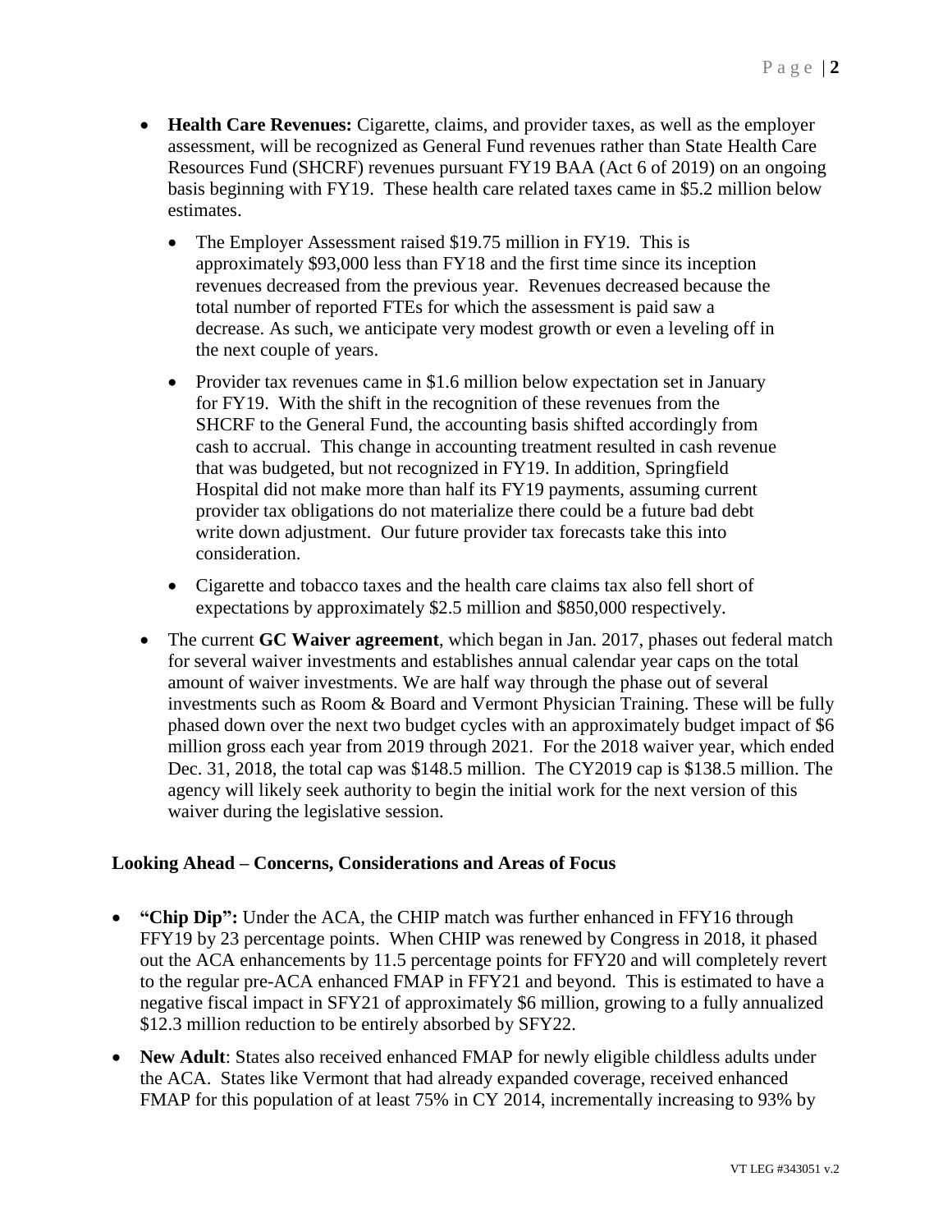- **Health Care Revenues:** Cigarette, claims, and provider taxes, as well as the employer assessment, will be recognized as General Fund revenues rather than State Health Care Resources Fund (SHCRF) revenues pursuant FY19 BAA (Act 6 of 2019) on an ongoing basis beginning with FY19. These health care related taxes came in $5.2 million below estimates.
  - The Employer Assessment raised $19.75 million in FY19. This is approximately $93,000 less than FY18 and the first time since its inception revenues decreased from the previous year. Revenues decreased because the total number of reported FTEs for which the assessment is paid saw a decrease. As such, we anticipate very modest growth or even a leveling off in the next couple of years.
  - Provider tax revenues came in $1.6 million below expectation set in January for FY19. With the shift in the recognition of these revenues from the SHCRF to the General Fund, the accounting basis shifted accordingly from cash to accrual. This change in accounting treatment resulted in cash revenue that was budgeted, but not recognized in FY19. In addition, Springfield Hospital did not make more than half its FY19 payments, assuming current provider tax obligations do not materialize there could be a future bad debt write down adjustment. Our future provider tax forecasts take this into consideration.
  - Cigarette and tobacco taxes and the health care claims tax also fell short of expectations by approximately $2.5 million and $850,000 respectively.
- The current **GC Waiver agreement**, which began in Jan. 2017, phases out federal match for several waiver investments and establishes annual calendar year caps on the total amount of waiver investments. We are half way through the phase out of several investments such as Room & Board and Vermont Physician Training. These will be fully phased down over the next two budget cycles with an approximately budget impact of $6 million gross each year from 2019 through 2021. For the 2018 waiver year, which ended Dec. 31, 2018, the total cap was $148.5 million. The CY2019 cap is $138.5 million. The agency will likely seek authority to begin the initial work for the next version of this waiver during the legislative session.

**Looking Ahead – Concerns, Considerations and Areas of Focus**

- **"Chip Dip":** Under the ACA, the CHIP match was further enhanced in FFY16 through FFY19 by 23 percentage points. When CHIP was renewed by Congress in 2018, it phased out the ACA enhancements by 11.5 percentage points for FFY20 and will completely revert to the regular pre-ACA enhanced FMAP in FFY21 and beyond. This is estimated to have a negative fiscal impact in SFY21 of approximately $6 million, growing to a fully annualized $12.3 million reduction to be entirely absorbed by SFY22.
- **New Adult**: States also received enhanced FMAP for newly eligible childless adults under the ACA. States like Vermont that had already expanded coverage, received enhanced FMAP for this population of at least 75% in CY 2014, incrementally increasing to 93% by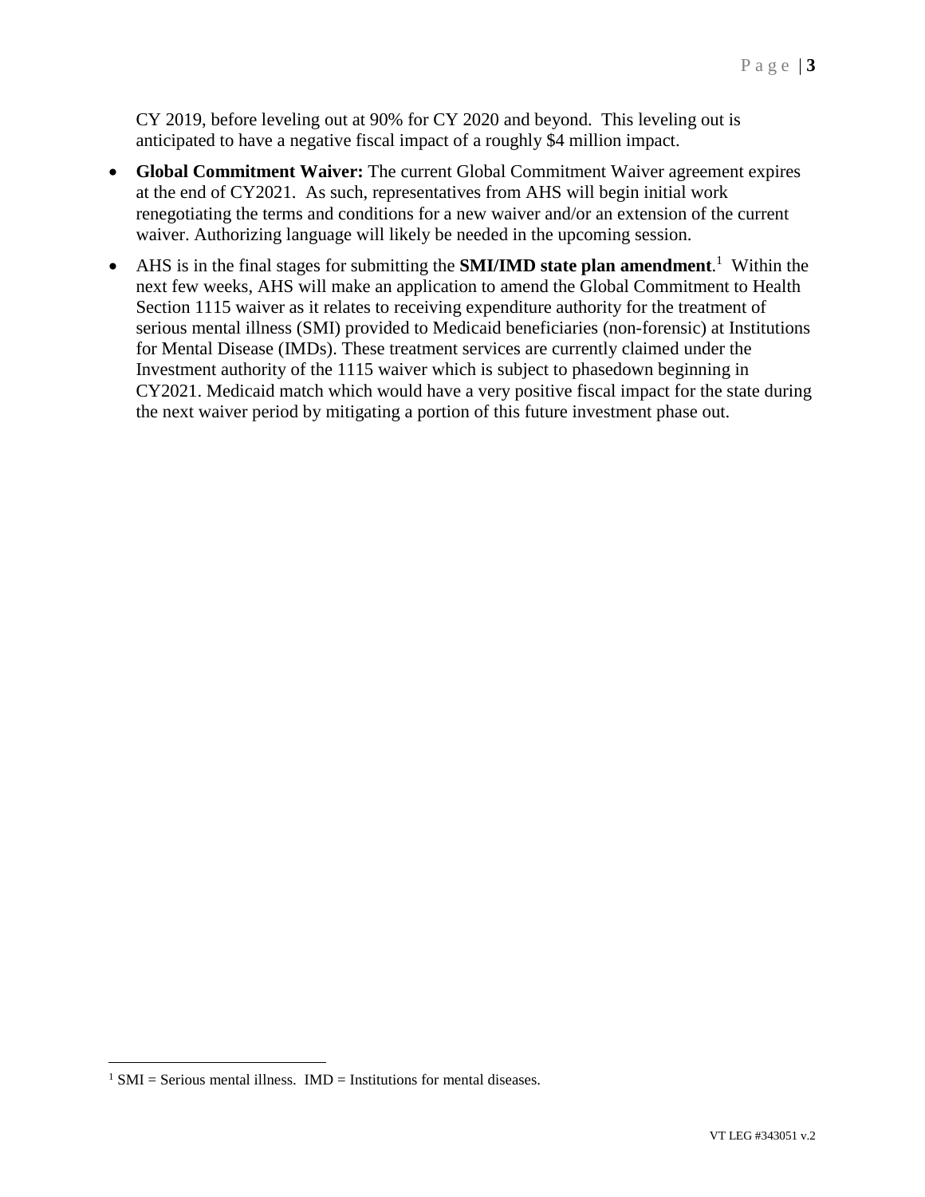CY 2019, before leveling out at 90% for CY 2020 and beyond. This leveling out is anticipated to have a negative fiscal impact of a roughly $4 million impact.

- **Global Commitment Waiver:** The current Global Commitment Waiver agreement expires at the end of CY2021. As such, representatives from AHS will begin initial work renegotiating the terms and conditions for a new waiver and/or an extension of the current waiver. Authorizing language will likely be needed in the upcoming session.
- AHS is in the final stages for submitting the **SMI/IMD state plan amendment**.[1] Within the next few weeks, AHS will make an application to amend the Global Commitment to Health Section 1115 waiver as it relates to receiving expenditure authority for the treatment of serious mental illness (SMI) provided to Medicaid beneficiaries (non-forensic) at Institutions for Mental Disease (IMDs). These treatment services are currently claimed under the Investment authority of the 1115 waiver which is subject to phasedown beginning in CY2021. Medicaid match which would have a very positive fiscal impact for the state during the next waiver period by mitigating a portion of this future investment phase out.

[1] SMI = Serious mental illness. IMD = Institutions for mental diseases.

VT LEG #343051 v.2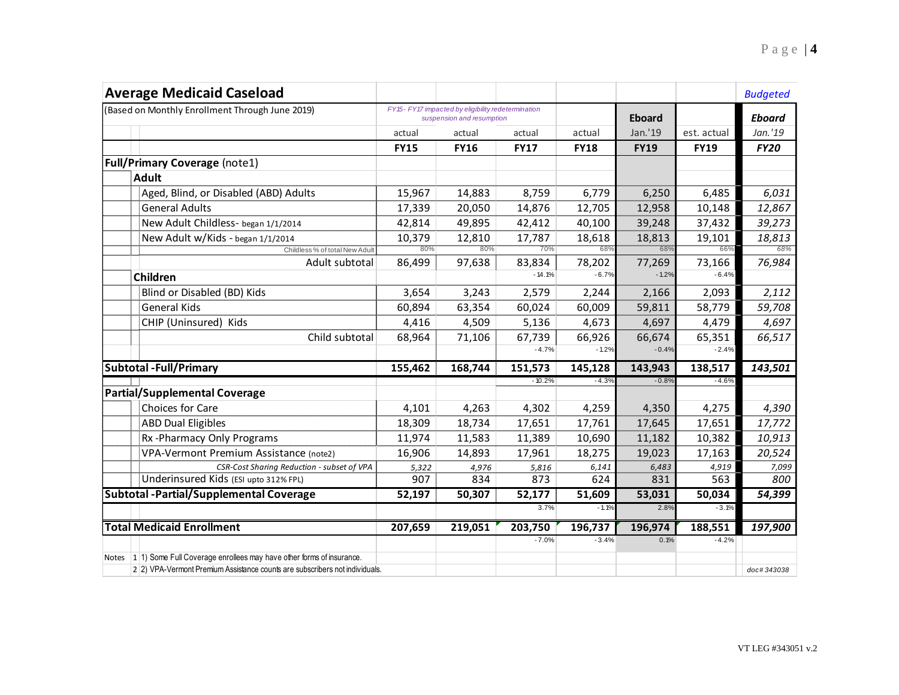## Average Medicaid Caseload

| (Based on Monthly Enrollment Through June 2019) | actual FY15 | actual FY16 | actual FY17 | actual FY18 | Eboard Jan.'19 FY19 | est. actual FY19 | *Budgeted Eboard Jan.'19 FY20* |
|---|---|---|---|---|---|---|---|
| | *FY15- FY17 impacted by eligibility redetermination suspension and resumption* | | | | | | |
| **Full/Primary Coverage** (note1) | | | | | | | |
| **Adult** | | | | | | | |
| Aged, Blind, or Disabled (ABD) Adults | 15,967 | 14,883 | 8,759 | 6,779 | 6,250 | 6,485 | *6,031* |
| General Adults | 17,339 | 20,050 | 14,876 | 12,705 | 12,958 | 10,148 | *12,867* |
| New Adult Childless- began 1/1/2014 | 42,814 | 49,895 | 42,412 | 40,100 | 39,248 | 37,432 | *39,273* |
| New Adult w/Kids - began 1/1/2014 | 10,379 | 12,810 | 17,787 | 18,618 | 18,813 | 19,101 | *18,813* |
| Childless % of total New Adult | 80% | 80% | 70% | 68% | 68% | 66% | 68% |
| Adult subtotal | 86,499 | 97,638 | 83,834 | 78,202 | 77,269 | 73,166 | *76,984* |
| | | | -14.1% | -6.7% | -1.2% | -6.4% | |
| **Children** | | | | | | | |
| Blind or Disabled (BD) Kids | 3,654 | 3,243 | 2,579 | 2,244 | 2,166 | 2,093 | *2,112* |
| General Kids | 60,894 | 63,354 | 60,024 | 60,009 | 59,811 | 58,779 | *59,708* |
| CHIP (Uninsured) Kids | 4,416 | 4,509 | 5,136 | 4,673 | 4,697 | 4,479 | *4,697* |
| Child subtotal | 68,964 | 71,106 | 67,739 | 66,926 | 66,674 | 65,351 | *66,517* |
| | | | -4.7% | -1.2% | -0.4% | -2.4% | |
| **Subtotal -Full/Primary** | **155,462** | **168,744** | **151,573** | **145,128** | **143,943** | **138,517** | ***143,501*** |
| | | | -10.2% | -4.3% | -0.8% | -4.6% | |
| **Partial/Supplemental Coverage** | | | | | | | |
| Choices for Care | 4,101 | 4,263 | 4,302 | 4,259 | 4,350 | 4,275 | *4,390* |
| ABD Dual Eligibles | 18,309 | 18,734 | 17,651 | 17,761 | 17,645 | 17,651 | *17,772* |
| Rx -Pharmacy Only Programs | 11,974 | 11,583 | 11,389 | 10,690 | 11,182 | 10,382 | *10,913* |
| VPA-Vermont Premium Assistance (note2) | 16,906 | 14,893 | 17,961 | 18,275 | 19,023 | 17,163 | *20,524* |
| *CSR-Cost Sharing Reduction - subset of VPA* | *5,322* | *4,976* | *5,816* | *6,141* | *6,483* | *4,919* | *7,099* |
| Underinsured Kids (ESI upto 312% FPL) | 907 | 834 | 873 | 624 | 831 | 563 | *800* |
| **Subtotal -Partial/Supplemental Coverage** | **52,197** | **50,307** | **52,177** | **51,609** | **53,031** | **50,034** | ***54,399*** |
| | | | 3.7% | -1.1% | 2.8% | -3.1% | |
| **Total Medicaid Enrollment** | **207,659** | **219,051** | **203,750** | **196,737** | **196,974** | **188,551** | ***197,900*** |
| | | | -7.0% | -3.4% | 0.1% | -4.2% | |

Notes
1. 1) Some Full Coverage enrollees may have other forms of insurance.
2. 2) VPA-Vermont Premium Assistance counts are subscribers not individuals.

*doc# 343038*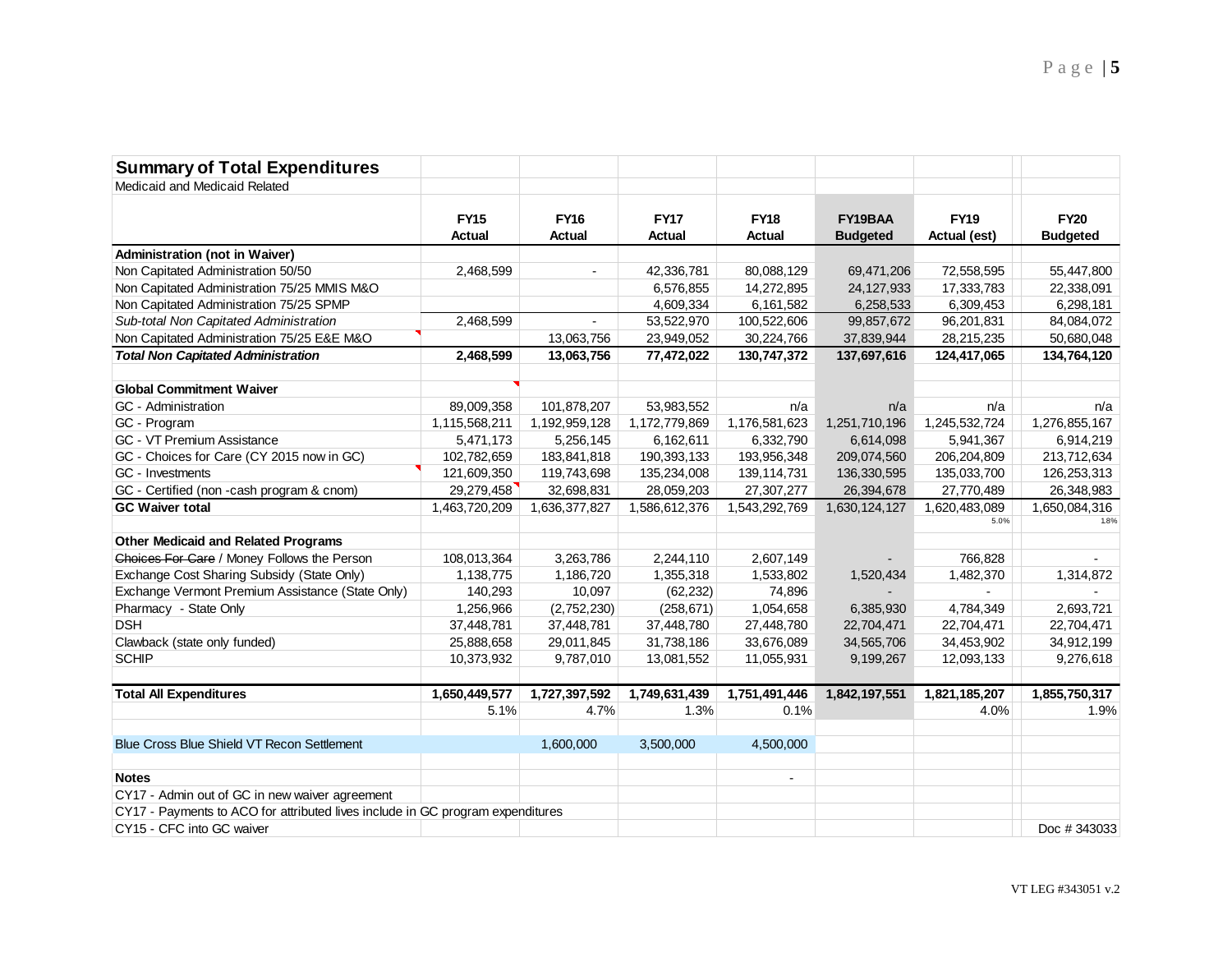## Summary of Total Expenditures

Medicaid and Medicaid Related

| | FY15 Actual | FY16 Actual | FY17 Actual | FY18 Actual | FY19BAA Budgeted | FY19 Actual (est) | FY20 Budgeted |
|---|---|---|---|---|---|---|---|
| **Administration (not in Waiver)** | | | | | | | |
| Non Capitated Administration 50/50 | 2,468,599 | - | 42,336,781 | 80,088,129 | 69,471,206 | 72,558,595 | 55,447,800 |
| Non Capitated Administration 75/25 MMIS M&O | | | 6,576,855 | 14,272,895 | 24,127,933 | 17,333,783 | 22,338,091 |
| Non Capitated Administration 75/25 SPMP | | | 4,609,334 | 6,161,582 | 6,258,533 | 6,309,453 | 6,298,181 |
| *Sub-total Non Capitated Administration* | 2,468,599 | - | 53,522,970 | 100,522,606 | 99,857,672 | 96,201,831 | 84,084,072 |
| Non Capitated Administration 75/25 E&E M&O | | 13,063,756 | 23,949,052 | 30,224,766 | 37,839,944 | 28,215,235 | 50,680,048 |
| ***Total Non Capitated Administration*** | **2,468,599** | **13,063,756** | **77,472,022** | **130,747,372** | **137,697,616** | **124,417,065** | **134,764,120** |
| | | | | | | | |
| **Global Commitment Waiver** | | | | | | | |
| GC - Administration | 89,009,358 | 101,878,207 | 53,983,552 | n/a | n/a | n/a | n/a |
| GC - Program | 1,115,568,211 | 1,192,959,128 | 1,172,779,869 | 1,176,581,623 | 1,251,710,196 | 1,245,532,724 | 1,276,855,167 |
| GC - VT Premium Assistance | 5,471,173 | 5,256,145 | 6,162,611 | 6,332,790 | 6,614,098 | 5,941,367 | 6,914,219 |
| GC - Choices for Care (CY 2015 now in GC) | 102,782,659 | 183,841,818 | 190,393,133 | 193,956,348 | 209,074,560 | 206,204,809 | 213,712,634 |
| GC - Investments | 121,609,350 | 119,743,698 | 135,234,008 | 139,114,731 | 136,330,595 | 135,033,700 | 126,253,313 |
| GC - Certified (non -cash program & cnom) | 29,279,458 | 32,698,831 | 28,059,203 | 27,307,277 | 26,394,678 | 27,770,489 | 26,348,983 |
| **GC Waiver total** | 1,463,720,209 | 1,636,377,827 | 1,586,612,376 | 1,543,292,769 | 1,630,124,127 | 1,620,483,089 | 1,650,084,316 |
| | | | | | | 5.0% | 1.8% |
| **Other Medicaid and Related Programs** | | | | | | | |
| ~~Choices For Care~~ / Money Follows the Person | 108,013,364 | 3,263,786 | 2,244,110 | 2,607,149 | - | 766,828 | - |
| Exchange Cost Sharing Subsidy (State Only) | 1,138,775 | 1,186,720 | 1,355,318 | 1,533,802 | 1,520,434 | 1,482,370 | 1,314,872 |
| Exchange Vermont Premium Assistance (State Only) | 140,293 | 10,097 | (62,232) | 74,896 | - | - | - |
| Pharmacy - State Only | 1,256,966 | (2,752,230) | (258,671) | 1,054,658 | 6,385,930 | 4,784,349 | 2,693,721 |
| DSH | 37,448,781 | 37,448,781 | 37,448,780 | 27,448,780 | 22,704,471 | 22,704,471 | 22,704,471 |
| Clawback (state only funded) | 25,888,658 | 29,011,845 | 31,738,186 | 33,676,089 | 34,565,706 | 34,453,902 | 34,912,199 |
| SCHIP | 10,373,932 | 9,787,010 | 13,081,552 | 11,055,931 | 9,199,267 | 12,093,133 | 9,276,618 |
| | | | | | | | |
| **Total All Expenditures** | **1,650,449,577** | **1,727,397,592** | **1,749,631,439** | **1,751,491,446** | **1,842,197,551** | **1,821,185,207** | **1,855,750,317** |
| | 5.1% | 4.7% | 1.3% | 0.1% | | 4.0% | 1.9% |
| | | | | | | | |
| Blue Cross Blue Shield VT Recon Settlement | | 1,600,000 | 3,500,000 | 4,500,000 | | | |
| | | | | | | | |
| **Notes** | | | | - | | | |
| CY17 - Admin out of GC in new waiver agreement | | | | | | | |
| CY17 - Payments to ACO for attributed lives include in GC program expenditures | | | | | | | |
| CY15 - CFC into GC waiver | | | | | | | Doc # 343033 |

VT LEG #343051 v.2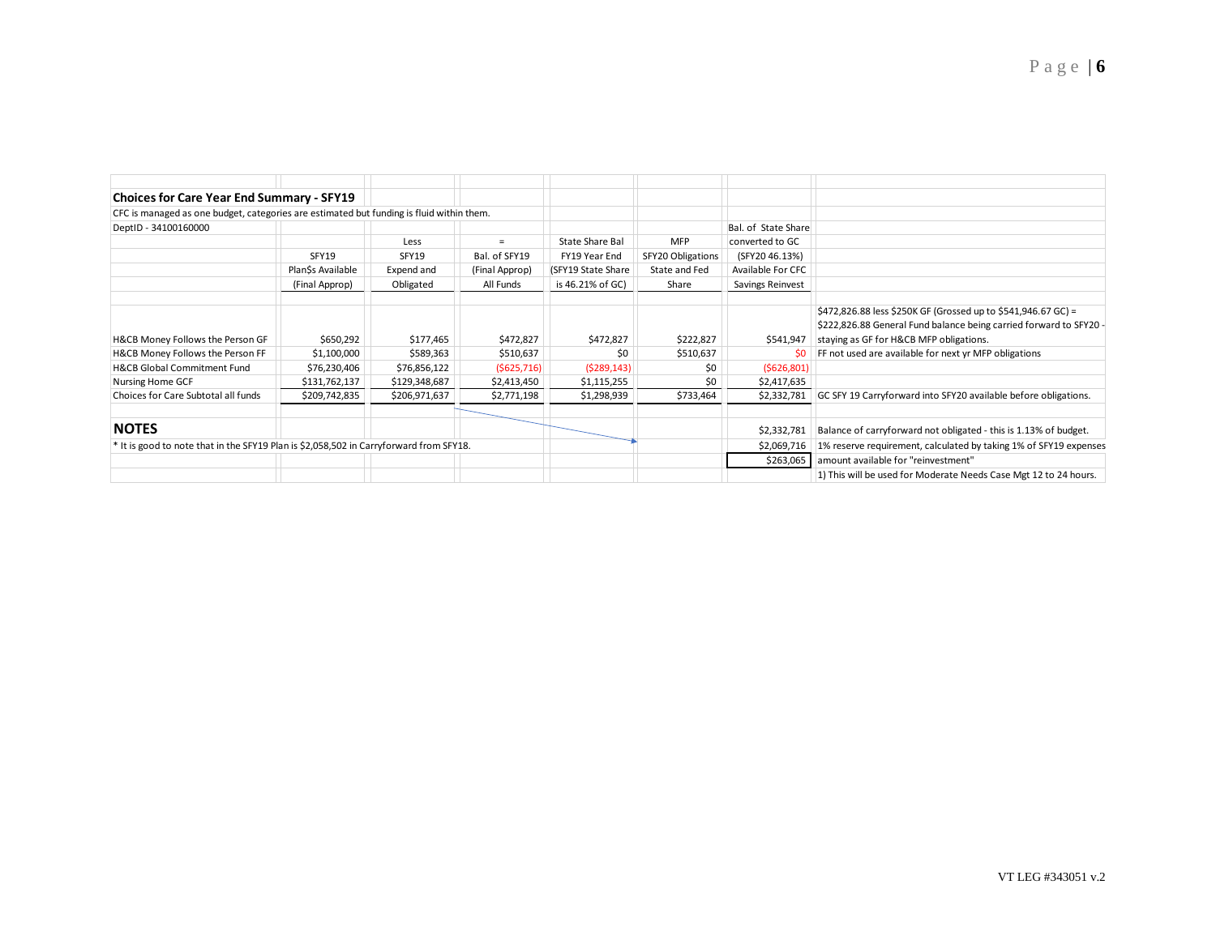## Choices for Care Year End Summary - SFY19

CFC is managed as one budget, categories are estimated but funding is fluid within them.

DeptID - 34100160000

| | SFY19 Plan$s Available (Final Approp) | Less SFY19 Expend and Obligated | = Bal. of SFY19 (Final Approp) All Funds | State Share Bal FY19 Year End (SFY19 State Share is 46.21% of GC) | MFP SFY20 Obligations State and Fed Share | Bal. of State Share converted to GC (SFY20 46.13%) Available For CFC Savings Reinvest | |
|---|---|---|---|---|---|---|---|
| H&CB Money Follows the Person GF | $650,292 | $177,465 | $472,827 | $472,827 | $222,827 | $541,947 | $472,826.88 less $250K GF (Grossed up to $541,946.67 GC) = $222,826.88 General Fund balance being carried forward to SFY20 - staying as GF for H&CB MFP obligations. |
| H&CB Money Follows the Person FF | $1,100,000 | $589,363 | $510,637 | $0 | $510,637 | $0 | FF not used are available for next yr MFP obligations |
| H&CB Global Commitment Fund | $76,230,406 | $76,856,122 | ($625,716) | ($289,143) | $0 | ($626,801) | |
| Nursing Home GCF | $131,762,137 | $129,348,687 | $2,413,450 | $1,115,255 | $0 | $2,417,635 | |
| Choices for Care Subtotal all funds | $209,742,835 | $206,971,637 | $2,771,198 | $1,298,939 | $733,464 | $2,332,781 | GC SFY 19 Carryforward into SFY20 available before obligations. |
| **NOTES** | | | | | | $2,332,781 | Balance of carryforward not obligated - this is 1.13% of budget. |
| * It is good to note that in the SFY19 Plan is $2,058,502 in Carryforward from SFY18. | | | | | | $2,069,716 | 1% reserve requirement, calculated by taking 1% of SFY19 expenses |
| | | | | | | $263,065 | amount available for "reinvestment" |
| | | | | | | | 1) This will be used for Moderate Needs Case Mgt 12 to 24 hours. |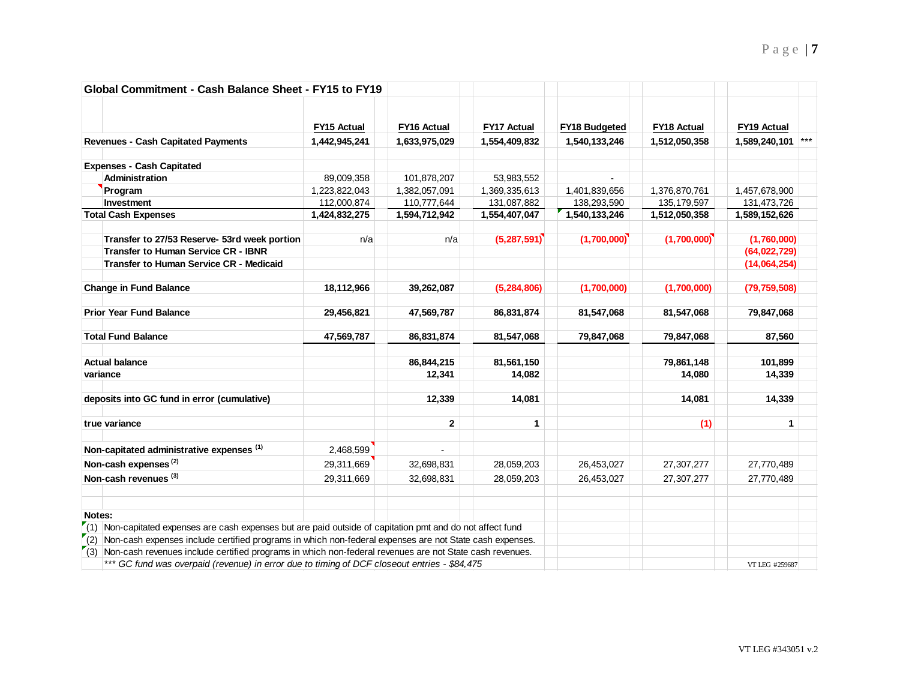## Global Commitment - Cash Balance Sheet - FY15 to FY19

| | FY15 Actual | FY16 Actual | FY17 Actual | FY18 Budgeted | FY18 Actual | FY19 Actual | |
|---|---|---|---|---|---|---|---|
| **Revenues - Cash Capitated Payments** | **1,442,945,241** | **1,633,975,029** | **1,554,409,832** | **1,540,133,246** | **1,512,050,358** | **1,589,240,101** | *** |
| | | | | | | | |
| **Expenses - Cash Capitated** | | | | | | | |
| **Administration** | 89,009,358 | 101,878,207 | 53,983,552 | - | | | |
| **Program** | 1,223,822,043 | 1,382,057,091 | 1,369,335,613 | 1,401,839,656 | 1,376,870,761 | 1,457,678,900 | |
| **Investment** | 112,000,874 | 110,777,644 | 131,087,882 | 138,293,590 | 135,179,597 | 131,473,726 | |
| **Total Cash Expenses** | **1,424,832,275** | **1,594,712,942** | **1,554,407,047** | **1,540,133,246** | **1,512,050,358** | **1,589,152,626** | |
| | | | | | | | |
| **Transfer to 27/53 Reserve- 53rd week portion** | n/a | n/a | **(5,287,591)** | **(1,700,000)** | **(1,700,000)** | **(1,760,000)** | |
| **Transfer to Human Service CR - IBNR** | | | | | | **(64,022,729)** | |
| **Transfer to Human Service CR - Medicaid** | | | | | | **(14,064,254)** | |
| | | | | | | | |
| **Change in Fund Balance** | **18,112,966** | **39,262,087** | **(5,284,806)** | **(1,700,000)** | **(1,700,000)** | **(79,759,508)** | |
| | | | | | | | |
| **Prior Year Fund Balance** | **29,456,821** | **47,569,787** | **86,831,874** | **81,547,068** | **81,547,068** | **79,847,068** | |
| | | | | | | | |
| **Total Fund Balance** | **47,569,787** | **86,831,874** | **81,547,068** | **79,847,068** | **79,847,068** | **87,560** | |
| | | | | | | | |
| **Actual balance** | | **86,844,215** | **81,561,150** | | **79,861,148** | **101,899** | |
| **variance** | | **12,341** | **14,082** | | **14,080** | **14,339** | |
| | | | | | | | |
| **deposits into GC fund in error (cumulative)** | | **12,339** | **14,081** | | **14,081** | **14,339** | |
| | | | | | | | |
| **true variance** | | **2** | **1** | | **(1)** | **1** | |
| | | | | | | | |
| **Non-capitated administrative expenses (1)** | 2,468,599 | - | | | | | |
| **Non-cash expenses (2)** | 29,311,669 | 32,698,831 | 28,059,203 | 26,453,027 | 27,307,277 | 27,770,489 | |
| **Non-cash revenues (3)** | 29,311,669 | 32,698,831 | 28,059,203 | 26,453,027 | 27,307,277 | 27,770,489 | |

**Notes:**

(1) Non-capitated expenses are cash expenses but are paid outside of capitation pmt and do not affect fund

(2) Non-cash expenses include certified programs in which non-federal expenses are not State cash expenses.

(3) Non-cash revenues include certified programs in which non-federal revenues are not State cash revenues.

*\*\*\* GC fund was overpaid (revenue) in error due to timing of DCF closeout entries - $84,475*

VT LEG #259687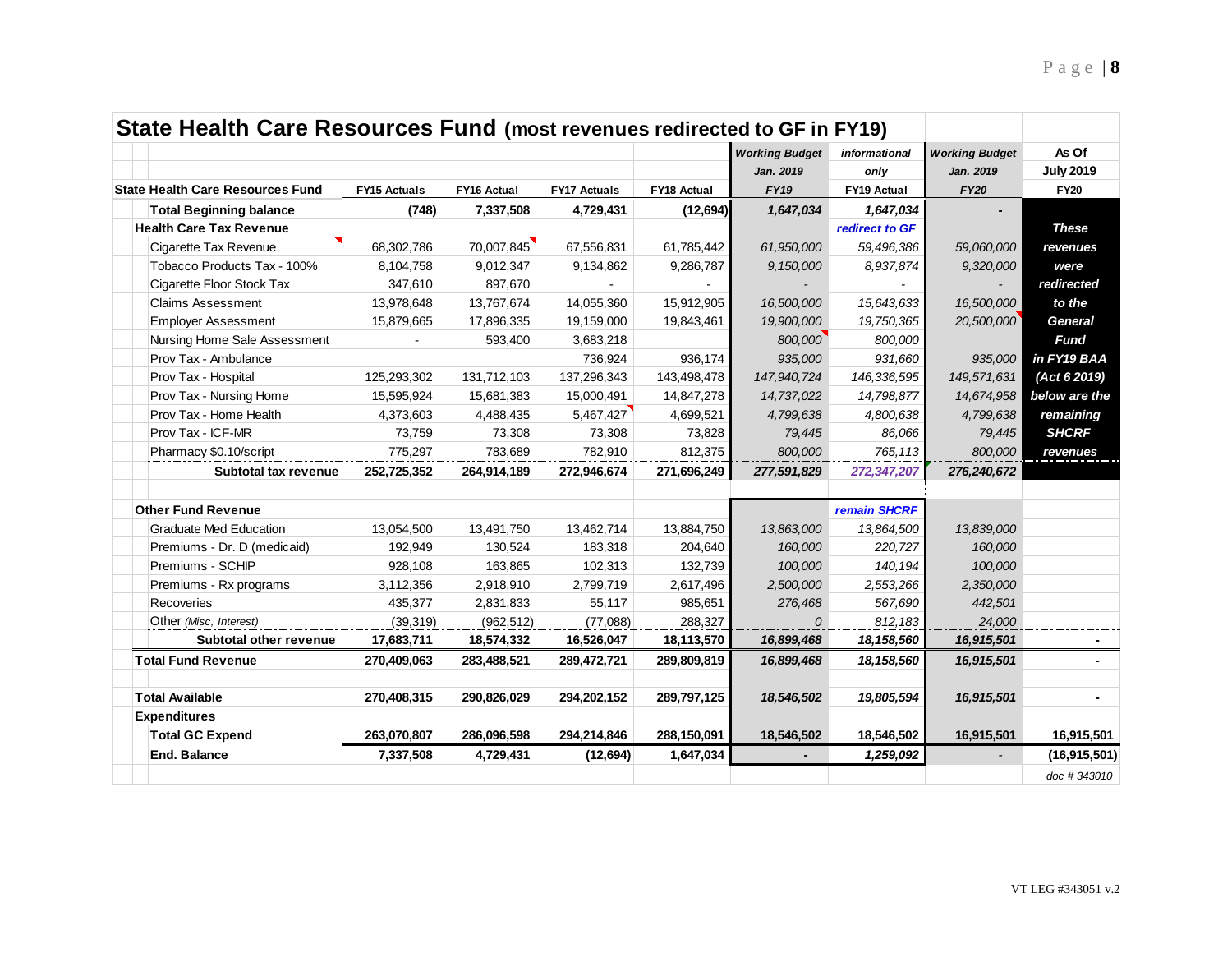## State Health Care Resources Fund (most revenues redirected to GF in FY19)

| State Health Care Resources Fund | FY15 Actuals | FY16 Actual | FY17 Actuals | FY18 Actual | *Working Budget Jan. 2019 FY19* | *informational only* FY19 Actual | *Working Budget Jan. 2019 FY20* | As Of July 2019 FY20 |
|---|---|---|---|---|---|---|---|---|
| **Total Beginning balance** | **(748)** | **7,337,508** | **4,729,431** | **(12,694)** | ***1,647,034*** | ***1,647,034*** | **-** | |
| **Health Care Tax Revenue** | | | | | | ***redirect to GF*** | | ***These revenues were redirected to the General Fund in FY19 BAA (Act 6 2019) below are the remaining SHCRF revenues*** |
| Cigarette Tax Revenue | 68,302,786 | 70,007,845 | 67,556,831 | 61,785,442 | *61,950,000* | *59,496,386* | *59,060,000* | |
| Tobacco Products Tax - 100% | 8,104,758 | 9,012,347 | 9,134,862 | 9,286,787 | *9,150,000* | *8,937,874* | *9,320,000* | |
| Cigarette Floor Stock Tax | 347,610 | 897,670 | - | - | *-* | *-* | *-* | |
| Claims Assessment | 13,978,648 | 13,767,674 | 14,055,360 | 15,912,905 | *16,500,000* | *15,643,633* | *16,500,000* | |
| Employer Assessment | 15,879,665 | 17,896,335 | 19,159,000 | 19,843,461 | *19,900,000* | *19,750,365* | *20,500,000* | |
| Nursing Home Sale Assessment | - | 593,400 | 3,683,218 | | *800,000* | *800,000* | | |
| Prov Tax - Ambulance | | | 736,924 | 936,174 | *935,000* | *931,660* | *935,000* | |
| Prov Tax - Hospital | 125,293,302 | 131,712,103 | 137,296,343 | 143,498,478 | *147,940,724* | *146,336,595* | *149,571,631* | |
| Prov Tax - Nursing Home | 15,595,924 | 15,681,383 | 15,000,491 | 14,847,278 | *14,737,022* | *14,798,877* | *14,674,958* | |
| Prov Tax - Home Health | 4,373,603 | 4,488,435 | 5,467,427 | 4,699,521 | *4,799,638* | *4,800,638* | *4,799,638* | |
| Prov Tax - ICF-MR | 73,759 | 73,308 | 73,308 | 73,828 | *79,445* | *86,066* | *79,445* | |
| Pharmacy $0.10/script | 775,297 | 783,689 | 782,910 | 812,375 | *800,000* | *765,113* | *800,000* | |
| **Subtotal tax revenue** | **252,725,352** | **264,914,189** | **272,946,674** | **271,696,249** | ***277,591,829*** | ***272,347,207*** | ***276,240,672*** | |
| | | | | | | | | |
| **Other Fund Revenue** | | | | | | ***remain SHCRF*** | | |
| Graduate Med Education | 13,054,500 | 13,491,750 | 13,462,714 | 13,884,750 | *13,863,000* | *13,864,500* | *13,839,000* | |
| Premiums - Dr. D (medicaid) | 192,949 | 130,524 | 183,318 | 204,640 | *160,000* | *220,727* | *160,000* | |
| Premiums - SCHIP | 928,108 | 163,865 | 102,313 | 132,739 | *100,000* | *140,194* | *100,000* | |
| Premiums - Rx programs | 3,112,356 | 2,918,910 | 2,799,719 | 2,617,496 | *2,500,000* | *2,553,266* | *2,350,000* | |
| Recoveries | 435,377 | 2,831,833 | 55,117 | 985,651 | *276,468* | *567,690* | *442,501* | |
| Other *(Misc, Interest)* | (39,319) | (962,512) | (77,088) | 288,327 | *0* | *812,183* | *24,000* | |
| **Subtotal other revenue** | **17,683,711** | **18,574,332** | **16,526,047** | **18,113,570** | ***16,899,468*** | ***18,158,560*** | ***16,915,501*** | **-** |
| **Total Fund Revenue** | **270,409,063** | **283,488,521** | **289,472,721** | **289,809,819** | ***16,899,468*** | ***18,158,560*** | ***16,915,501*** | **-** |
| | | | | | | | | |
| **Total Available** | **270,408,315** | **290,826,029** | **294,202,152** | **289,797,125** | ***18,546,502*** | ***19,805,594*** | ***16,915,501*** | **-** |
| **Expenditures** | | | | | | | | |
| **Total GC Expend** | **263,070,807** | **286,096,598** | **294,214,846** | **288,150,091** | **18,546,502** | **18,546,502** | **16,915,501** | **16,915,501** |
| **End. Balance** | **7,337,508** | **4,729,431** | **(12,694)** | **1,647,034** | **-** | ***1,259,092*** | - | **(16,915,501)** |
| | | | | | | | | *doc # 343010* |

VT LEG #343051 v.2